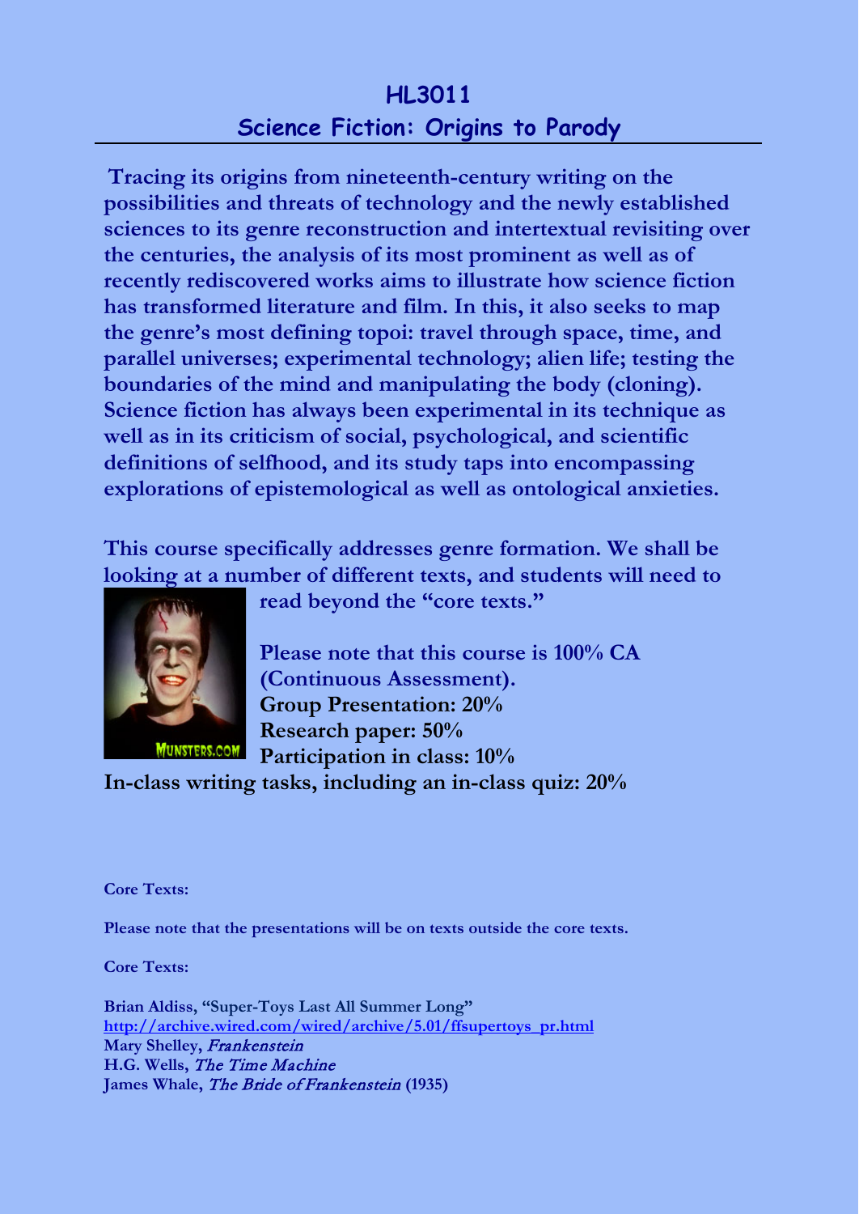# HL3011

## Science Fiction: Origins to Parody

**Tracing its origins from nineteenth-century writing on the possibilities and threats of technology and the newly established sciences to its genre reconstruction and intertextual revisiting over the centuries, the analysis of its most prominent as well as of recently rediscovered works aims to illustrate how science fiction has transformed literature and film. In this, it also seeks to map the genre's most defining topoi: travel through space, time, and parallel universes; experimental technology; alien life; testing the boundaries of the mind and manipulating the body (cloning). Science fiction has always been experimental in its technique as well as in its criticism of social, psychological, and scientific definitions of selfhood, and its study taps into encompassing explorations of epistemological as well as ontological anxieties.**

**This course specifically addresses genre formation. We shall be looking at a number of different texts, and students will need to read beyond the "core texts."**

**Please note that this course is 100% CA (Continuous Assessment).**
**Group Presentation: 20%**
**Research paper: 50%**
**Participation in class: 10%**
**In-class writing tasks, including an in-class quiz: 20%**

**Core Texts:**

**Please note that the presentations will be on texts outside the core texts.**

**Core Texts:**

**Brian Aldiss, "Super-Toys Last All Summer Long"**
http://archive.wired.com/wired/archive/5.01/ffsupertoys_pr.html
**Mary Shelley, *Frankenstein***
**H.G. Wells, *The Time Machine***
**James Whale, *The Bride of Frankenstein* (1935)**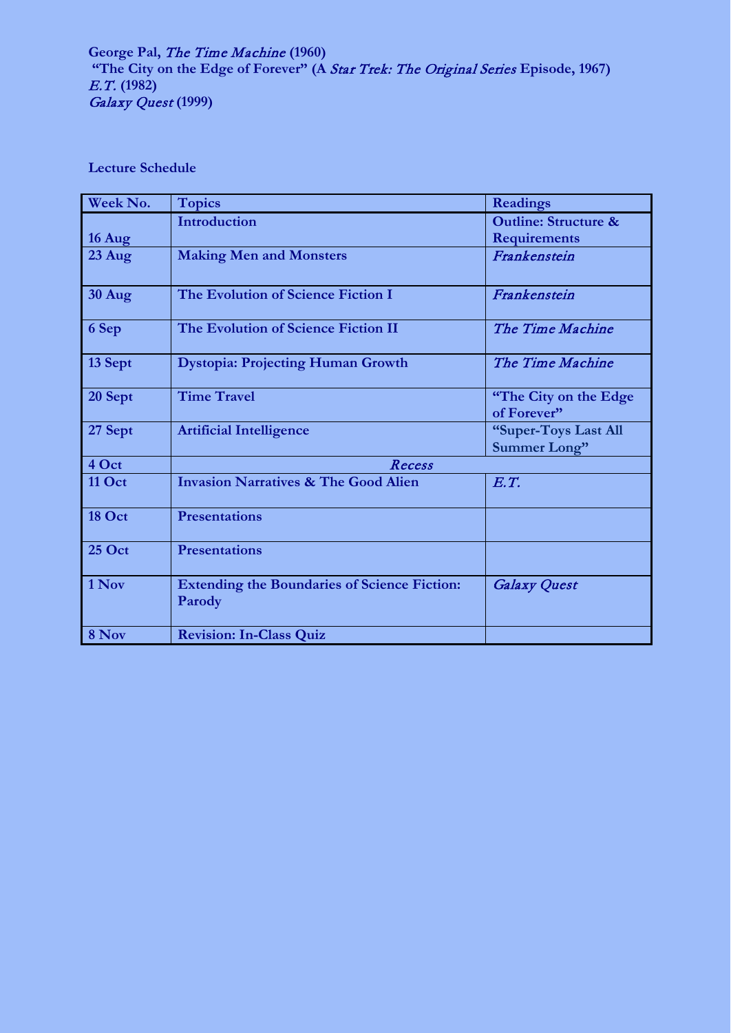**George Pal, *The Time Machine* (1960)**
**"The City on the Edge of Forever" (A *Star Trek: The Original Series* Episode, 1967)**
***E.T.* (1982)**
***Galaxy Quest* (1999)**

**Lecture Schedule**

| Week No. | Topics | Readings |
|---|---|---|
| 16 Aug | Introduction | Outline: Structure & Requirements |
| 23 Aug | Making Men and Monsters | *Frankenstein* |
| 30 Aug | The Evolution of Science Fiction I | *Frankenstein* |
| 6 Sep | The Evolution of Science Fiction II | *The Time Machine* |
| 13 Sept | Dystopia: Projecting Human Growth | *The Time Machine* |
| 20 Sept | Time Travel | "The City on the Edge of Forever" |
| 27 Sept | Artificial Intelligence | "Super-Toys Last All Summer Long" |
| 4 Oct | *Recess* | |
| 11 Oct | Invasion Narratives & The Good Alien | *E.T.* |
| 18 Oct | Presentations | |
| 25 Oct | Presentations | |
| 1 Nov | Extending the Boundaries of Science Fiction: Parody | *Galaxy Quest* |
| 8 Nov | Revision: In-Class Quiz | |